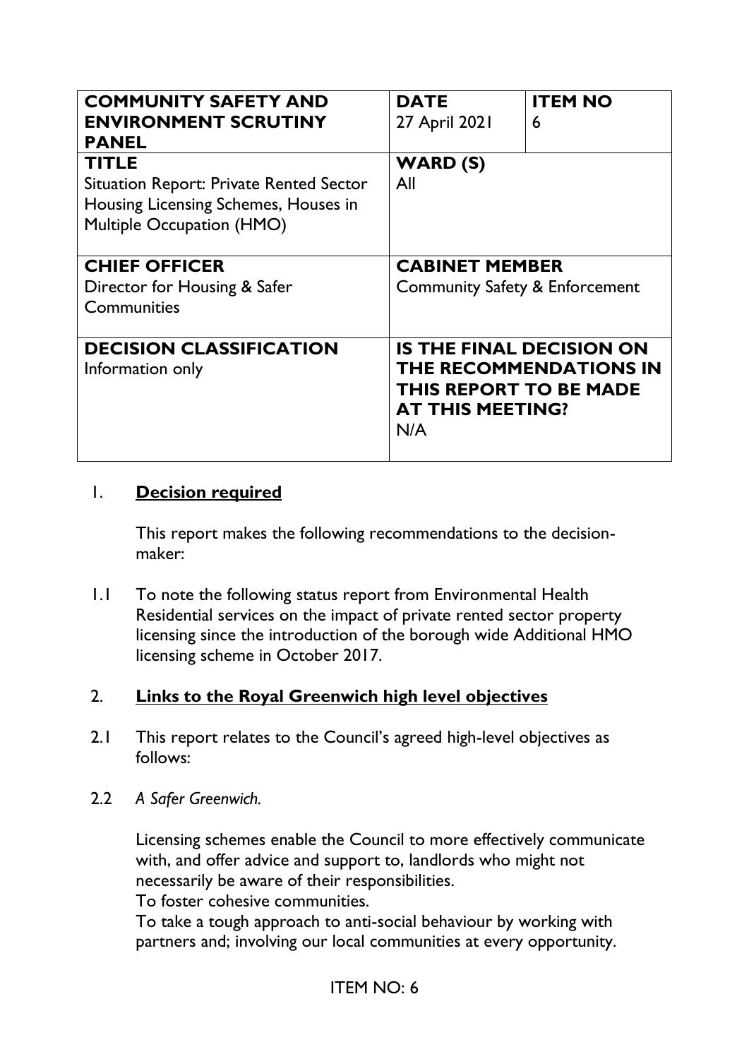| COMMUNITY SAFETY AND ENVIRONMENT SCRUTINY PANEL | DATE<br>27 April 2021 | ITEM NO<br>6 |
| --- | --- | --- |
| **TITLE**<br>Situation Report: Private Rented Sector Housing Licensing Schemes, Houses in Multiple Occupation (HMO) | **WARD (S)**<br>All | |
| **CHIEF OFFICER**<br>Director for Housing & Safer Communities | **CABINET MEMBER**<br>Community Safety & Enforcement | |
| **DECISION CLASSIFICATION**<br>Information only | **IS THE FINAL DECISION ON THE RECOMMENDATIONS IN THIS REPORT TO BE MADE AT THIS MEETING?**<br>N/A | |

## 1. Decision required

This report makes the following recommendations to the decision-maker:

1.1 To note the following status report from Environmental Health Residential services on the impact of private rented sector property licensing since the introduction of the borough wide Additional HMO licensing scheme in October 2017.

## 2. Links to the Royal Greenwich high level objectives

2.1 This report relates to the Council's agreed high-level objectives as follows:

2.2 *A Safer Greenwich.*

Licensing schemes enable the Council to more effectively communicate with, and offer advice and support to, landlords who might not necessarily be aware of their responsibilities.

To foster cohesive communities.

To take a tough approach to anti-social behaviour by working with partners and; involving our local communities at every opportunity.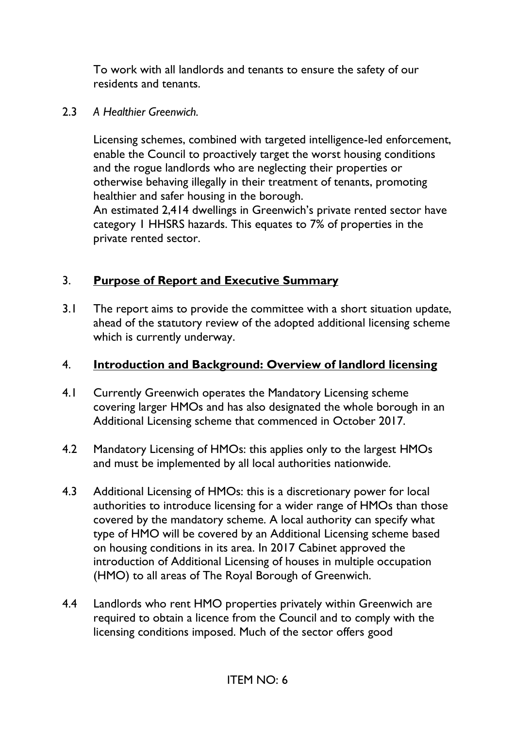To work with all landlords and tenants to ensure the safety of our residents and tenants.

2.3 *A Healthier Greenwich.*

Licensing schemes, combined with targeted intelligence-led enforcement, enable the Council to proactively target the worst housing conditions and the rogue landlords who are neglecting their properties or otherwise behaving illegally in their treatment of tenants, promoting healthier and safer housing in the borough.

An estimated 2,414 dwellings in Greenwich's private rented sector have category 1 HHSRS hazards. This equates to 7% of properties in the private rented sector.

## 3. **Purpose of Report and Executive Summary**

3.1 The report aims to provide the committee with a short situation update, ahead of the statutory review of the adopted additional licensing scheme which is currently underway.

## 4. **Introduction and Background: Overview of landlord licensing**

4.1 Currently Greenwich operates the Mandatory Licensing scheme covering larger HMOs and has also designated the whole borough in an Additional Licensing scheme that commenced in October 2017.

4.2 Mandatory Licensing of HMOs: this applies only to the largest HMOs and must be implemented by all local authorities nationwide.

4.3 Additional Licensing of HMOs: this is a discretionary power for local authorities to introduce licensing for a wider range of HMOs than those covered by the mandatory scheme. A local authority can specify what type of HMO will be covered by an Additional Licensing scheme based on housing conditions in its area. In 2017 Cabinet approved the introduction of Additional Licensing of houses in multiple occupation (HMO) to all areas of The Royal Borough of Greenwich.

4.4 Landlords who rent HMO properties privately within Greenwich are required to obtain a licence from the Council and to comply with the licensing conditions imposed. Much of the sector offers good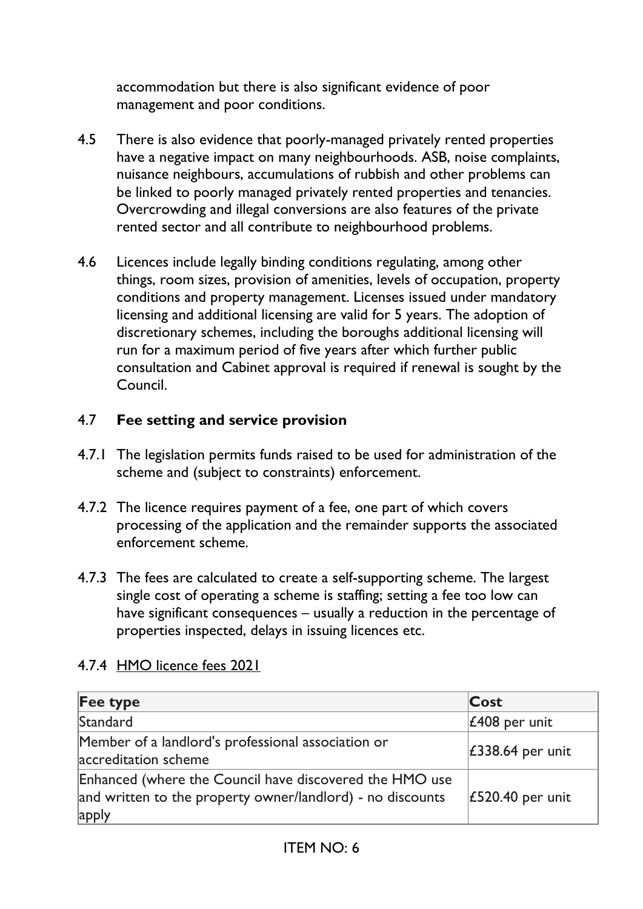accommodation but there is also significant evidence of poor management and poor conditions.

4.5 There is also evidence that poorly-managed privately rented properties have a negative impact on many neighbourhoods. ASB, noise complaints, nuisance neighbours, accumulations of rubbish and other problems can be linked to poorly managed privately rented properties and tenancies. Overcrowding and illegal conversions are also features of the private rented sector and all contribute to neighbourhood problems.

4.6 Licences include legally binding conditions regulating, among other things, room sizes, provision of amenities, levels of occupation, property conditions and property management. Licenses issued under mandatory licensing and additional licensing are valid for 5 years. The adoption of discretionary schemes, including the boroughs additional licensing will run for a maximum period of five years after which further public consultation and Cabinet approval is required if renewal is sought by the Council.

### 4.7 **Fee setting and service provision**

4.7.1 The legislation permits funds raised to be used for administration of the scheme and (subject to constraints) enforcement.

4.7.2 The licence requires payment of a fee, one part of which covers processing of the application and the remainder supports the associated enforcement scheme.

4.7.3 The fees are calculated to create a self-supporting scheme. The largest single cost of operating a scheme is staffing; setting a fee too low can have significant consequences – usually a reduction in the percentage of properties inspected, delays in issuing licences etc.

4.7.4 HMO licence fees 2021

| **Fee type** | **Cost** |
| --- | --- |
| Standard | £408 per unit |
| Member of a landlord's professional association or accreditation scheme | £338.64 per unit |
| Enhanced (where the Council have discovered the HMO use and written to the property owner/landlord) - no discounts apply | £520.40 per unit |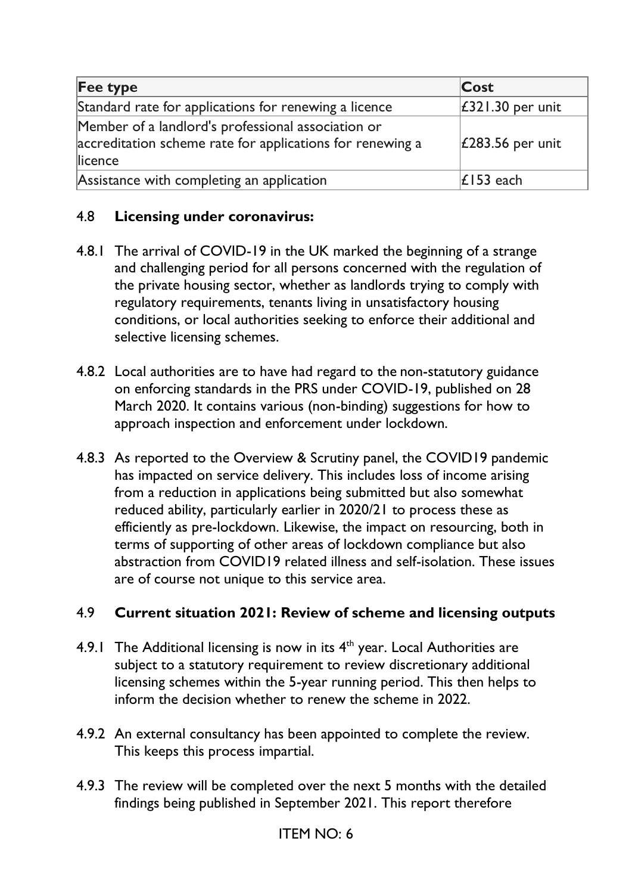| Fee type | Cost |
|---|---|
| Standard rate for applications for renewing a licence | £321.30 per unit |
| Member of a landlord's professional association or accreditation scheme rate for applications for renewing a licence | £283.56 per unit |
| Assistance with completing an application | £153 each |

### 4.8 **Licensing under coronavirus:**

4.8.1 The arrival of COVID-19 in the UK marked the beginning of a strange and challenging period for all persons concerned with the regulation of the private housing sector, whether as landlords trying to comply with regulatory requirements, tenants living in unsatisfactory housing conditions, or local authorities seeking to enforce their additional and selective licensing schemes.

4.8.2 Local authorities are to have had regard to the non-statutory guidance on enforcing standards in the PRS under COVID-19, published on 28 March 2020. It contains various (non-binding) suggestions for how to approach inspection and enforcement under lockdown.

4.8.3 As reported to the Overview & Scrutiny panel, the COVID19 pandemic has impacted on service delivery. This includes loss of income arising from a reduction in applications being submitted but also somewhat reduced ability, particularly earlier in 2020/21 to process these as efficiently as pre-lockdown. Likewise, the impact on resourcing, both in terms of supporting of other areas of lockdown compliance but also abstraction from COVID19 related illness and self-isolation. These issues are of course not unique to this service area.

### 4.9 **Current situation 2021: Review of scheme and licensing outputs**

4.9.1 The Additional licensing is now in its 4th year. Local Authorities are subject to a statutory requirement to review discretionary additional licensing schemes within the 5-year running period. This then helps to inform the decision whether to renew the scheme in 2022.

4.9.2 An external consultancy has been appointed to complete the review. This keeps this process impartial.

4.9.3 The review will be completed over the next 5 months with the detailed findings being published in September 2021. This report therefore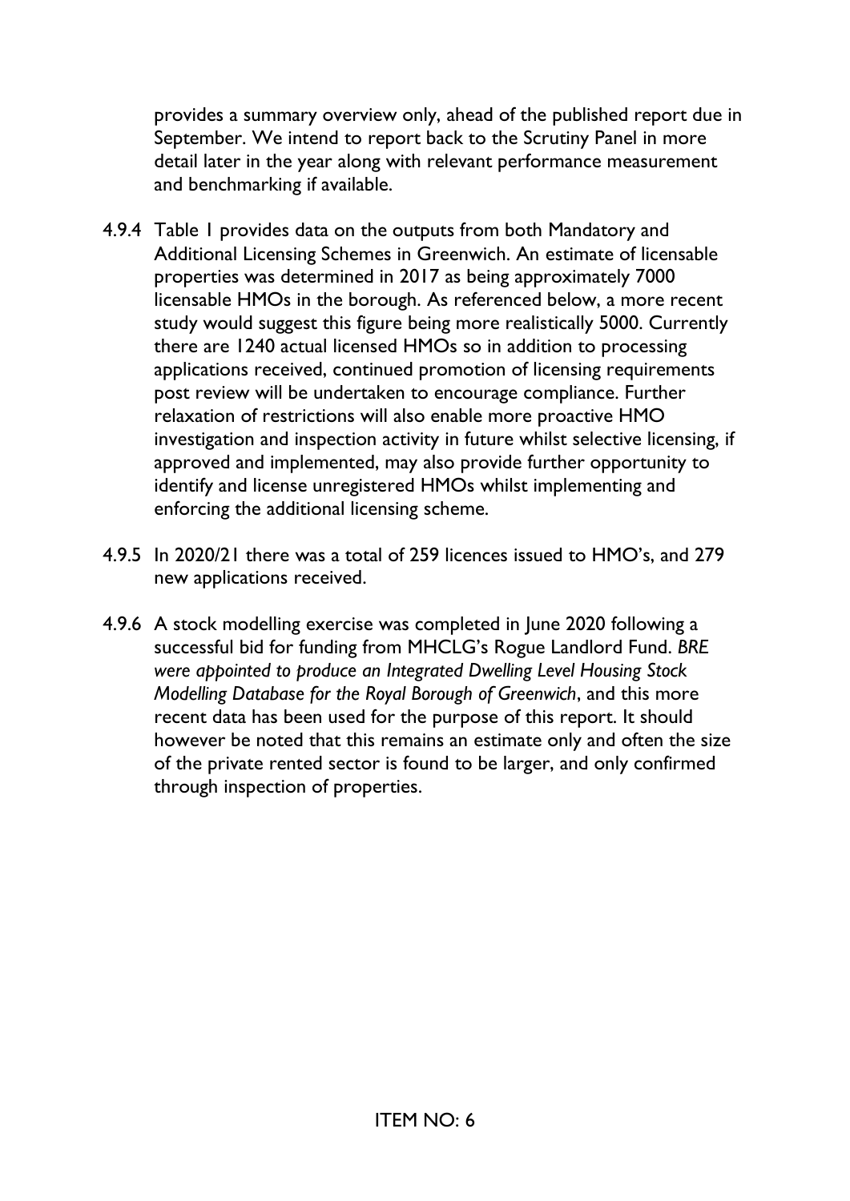provides a summary overview only, ahead of the published report due in September. We intend to report back to the Scrutiny Panel in more detail later in the year along with relevant performance measurement and benchmarking if available.

4.9.4 Table 1 provides data on the outputs from both Mandatory and Additional Licensing Schemes in Greenwich. An estimate of licensable properties was determined in 2017 as being approximately 7000 licensable HMOs in the borough. As referenced below, a more recent study would suggest this figure being more realistically 5000. Currently there are 1240 actual licensed HMOs so in addition to processing applications received, continued promotion of licensing requirements post review will be undertaken to encourage compliance. Further relaxation of restrictions will also enable more proactive HMO investigation and inspection activity in future whilst selective licensing, if approved and implemented, may also provide further opportunity to identify and license unregistered HMOs whilst implementing and enforcing the additional licensing scheme.

4.9.5 In 2020/21 there was a total of 259 licences issued to HMO's, and 279 new applications received.

4.9.6 A stock modelling exercise was completed in June 2020 following a successful bid for funding from MHCLG's Rogue Landlord Fund. *BRE were appointed to produce an Integrated Dwelling Level Housing Stock Modelling Database for the Royal Borough of Greenwich*, and this more recent data has been used for the purpose of this report. It should however be noted that this remains an estimate only and often the size of the private rented sector is found to be larger, and only confirmed through inspection of properties.

ITEM NO: 6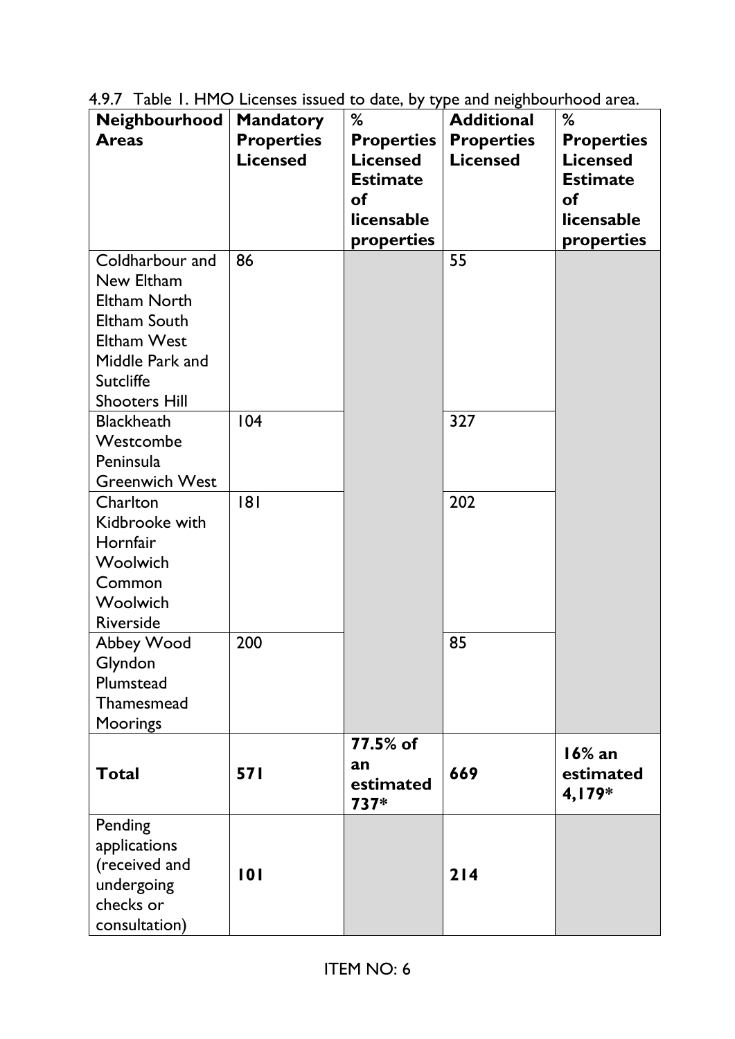4.9.7 Table 1. HMO Licenses issued to date, by type and neighbourhood area.

| Neighbourhood Areas | Mandatory Properties Licensed | % Properties Licensed Estimate of licensable properties | Additional Properties Licensed | % Properties Licensed Estimate of licensable properties |
|---|---|---|---|---|
| Coldharbour and New Eltham<br>Eltham North<br>Eltham South<br>Eltham West<br>Middle Park and Sutcliffe<br>Shooters Hill | 86 | | 55 | |
| Blackheath Westcombe<br>Peninsula<br>Greenwich West | 104 | | 327 | |
| Charlton<br>Kidbrooke with Hornfair<br>Woolwich Common<br>Woolwich Riverside | 181 | | 202 | |
| Abbey Wood<br>Glyndon<br>Plumstead<br>Thamesmead Moorings | 200 | | 85 | |
| **Total** | **571** | **77.5% of an estimated 737*** | **669** | **16% an estimated 4,179*** |
| Pending applications (received and undergoing checks or consultation) | **101** | | **214** | |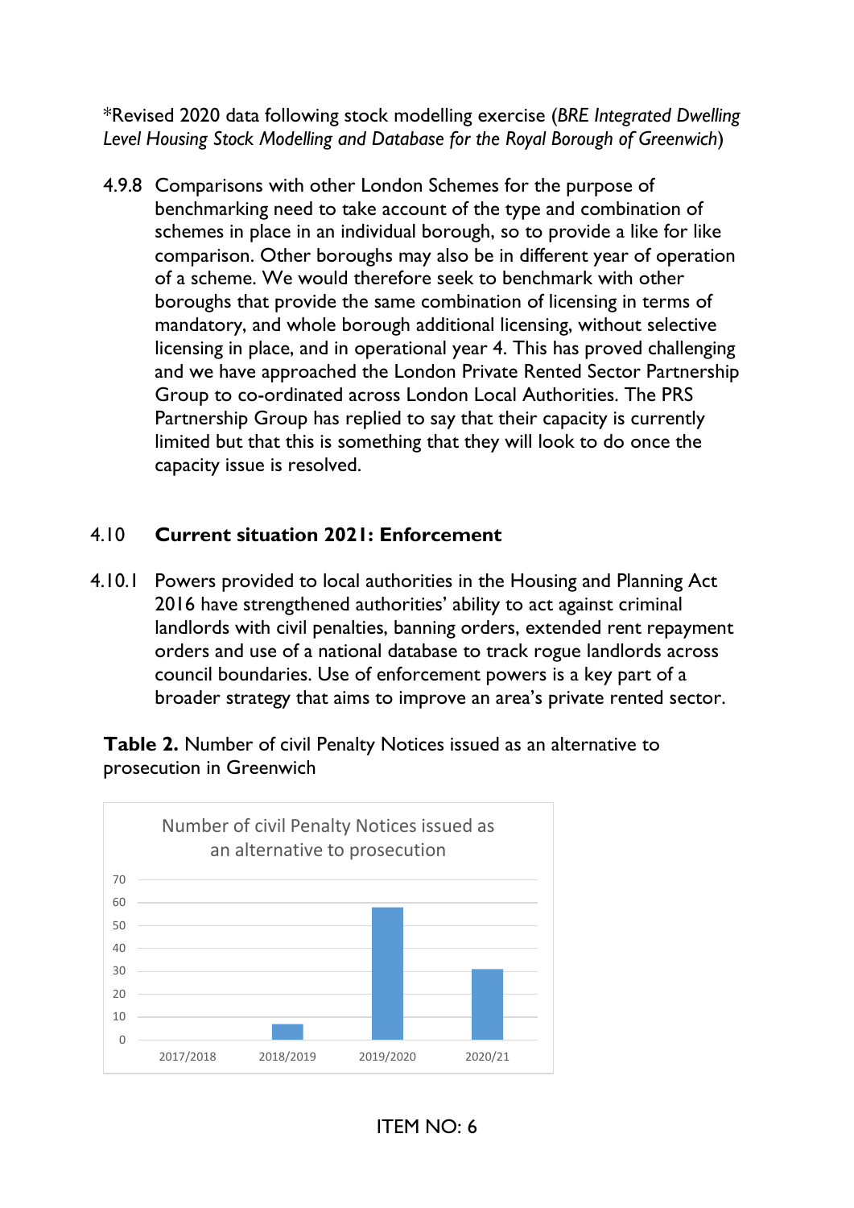*Revised 2020 data following stock modelling exercise (*BRE Integrated Dwelling Level Housing Stock Modelling and Database for the Royal Borough of Greenwich*)

4.9.8 Comparisons with other London Schemes for the purpose of benchmarking need to take account of the type and combination of schemes in place in an individual borough, so to provide a like for like comparison. Other boroughs may also be in different year of operation of a scheme. We would therefore seek to benchmark with other boroughs that provide the same combination of licensing in terms of mandatory, and whole borough additional licensing, without selective licensing in place, and in operational year 4. This has proved challenging and we have approached the London Private Rented Sector Partnership Group to co-ordinated across London Local Authorities. The PRS Partnership Group has replied to say that their capacity is currently limited but that this is something that they will look to do once the capacity issue is resolved.

## 4.10 Current situation 2021: Enforcement

4.10.1 Powers provided to local authorities in the Housing and Planning Act 2016 have strengthened authorities' ability to act against criminal landlords with civil penalties, banning orders, extended rent repayment orders and use of a national database to track rogue landlords across council boundaries. Use of enforcement powers is a key part of a broader strategy that aims to improve an area's private rented sector.

**Table 2.** Number of civil Penalty Notices issued as an alternative to prosecution in Greenwich

Number of civil Penalty Notices issued as an alternative to prosecution

| Year | Number (approx.) |
|---|---|
| 2017/2018 | 0 |
| 2018/2019 | 7 |
| 2019/2020 | 58 |
| 2020/21 | 31 |

ITEM NO: 6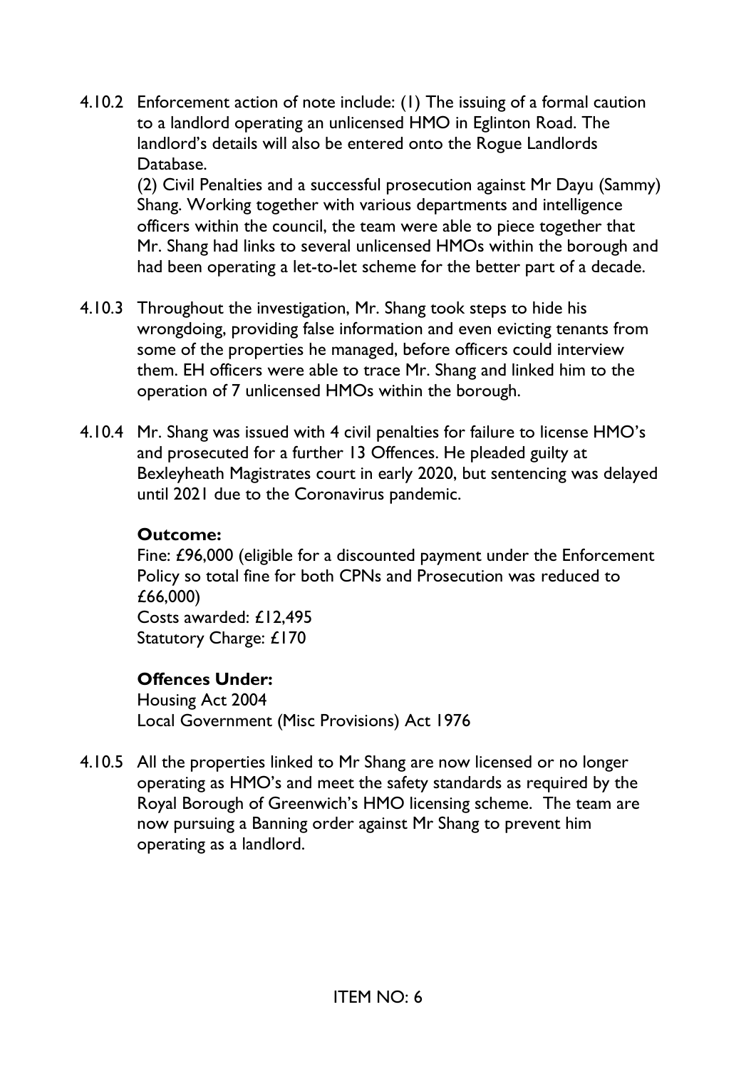4.10.2 Enforcement action of note include: (1) The issuing of a formal caution to a landlord operating an unlicensed HMO in Eglinton Road. The landlord's details will also be entered onto the Rogue Landlords Database.

(2) Civil Penalties and a successful prosecution against Mr Dayu (Sammy) Shang. Working together with various departments and intelligence officers within the council, the team were able to piece together that Mr. Shang had links to several unlicensed HMOs within the borough and had been operating a let-to-let scheme for the better part of a decade.

4.10.3 Throughout the investigation, Mr. Shang took steps to hide his wrongdoing, providing false information and even evicting tenants from some of the properties he managed, before officers could interview them. EH officers were able to trace Mr. Shang and linked him to the operation of 7 unlicensed HMOs within the borough.

4.10.4 Mr. Shang was issued with 4 civil penalties for failure to license HMO's and prosecuted for a further 13 Offences. He pleaded guilty at Bexleyheath Magistrates court in early 2020, but sentencing was delayed until 2021 due to the Coronavirus pandemic.

**Outcome:**

Fine: £96,000 (eligible for a discounted payment under the Enforcement Policy so total fine for both CPNs and Prosecution was reduced to £66,000)
Costs awarded: £12,495
Statutory Charge: £170

**Offences Under:**

Housing Act 2004
Local Government (Misc Provisions) Act 1976

4.10.5 All the properties linked to Mr Shang are now licensed or no longer operating as HMO's and meet the safety standards as required by the Royal Borough of Greenwich's HMO licensing scheme. The team are now pursuing a Banning order against Mr Shang to prevent him operating as a landlord.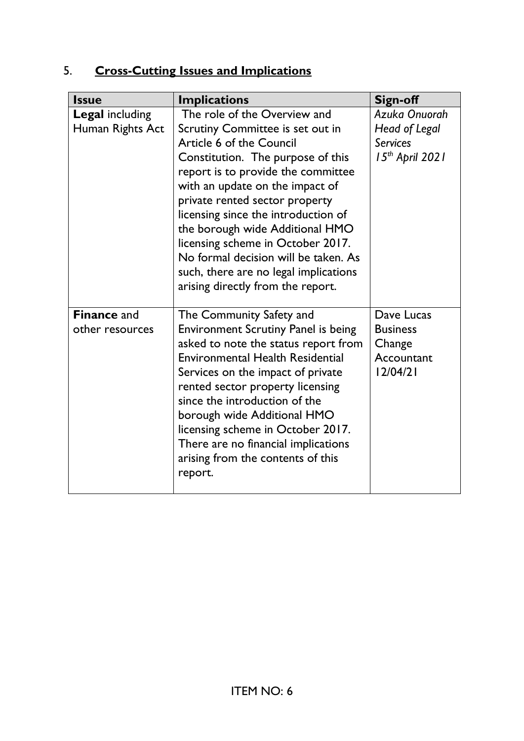## 5. **Cross-Cutting Issues and Implications**

| **Issue** | **Implications** | **Sign-off** |
|---|---|---|
| **Legal** including Human Rights Act | The role of the Overview and Scrutiny Committee is set out in Article 6 of the Council Constitution. The purpose of this report is to provide the committee with an update on the impact of private rented sector property licensing since the introduction of the borough wide Additional HMO licensing scheme in October 2017. No formal decision will be taken. As such, there are no legal implications arising directly from the report. | *Azuka Onuorah Head of Legal Services 15th April 2021* |
| **Finance** and other resources | The Community Safety and Environment Scrutiny Panel is being asked to note the status report from Environmental Health Residential Services on the impact of private rented sector property licensing since the introduction of the borough wide Additional HMO licensing scheme in October 2017. There are no financial implications arising from the contents of this report. | Dave Lucas Business Change Accountant 12/04/21 |

ITEM NO: 6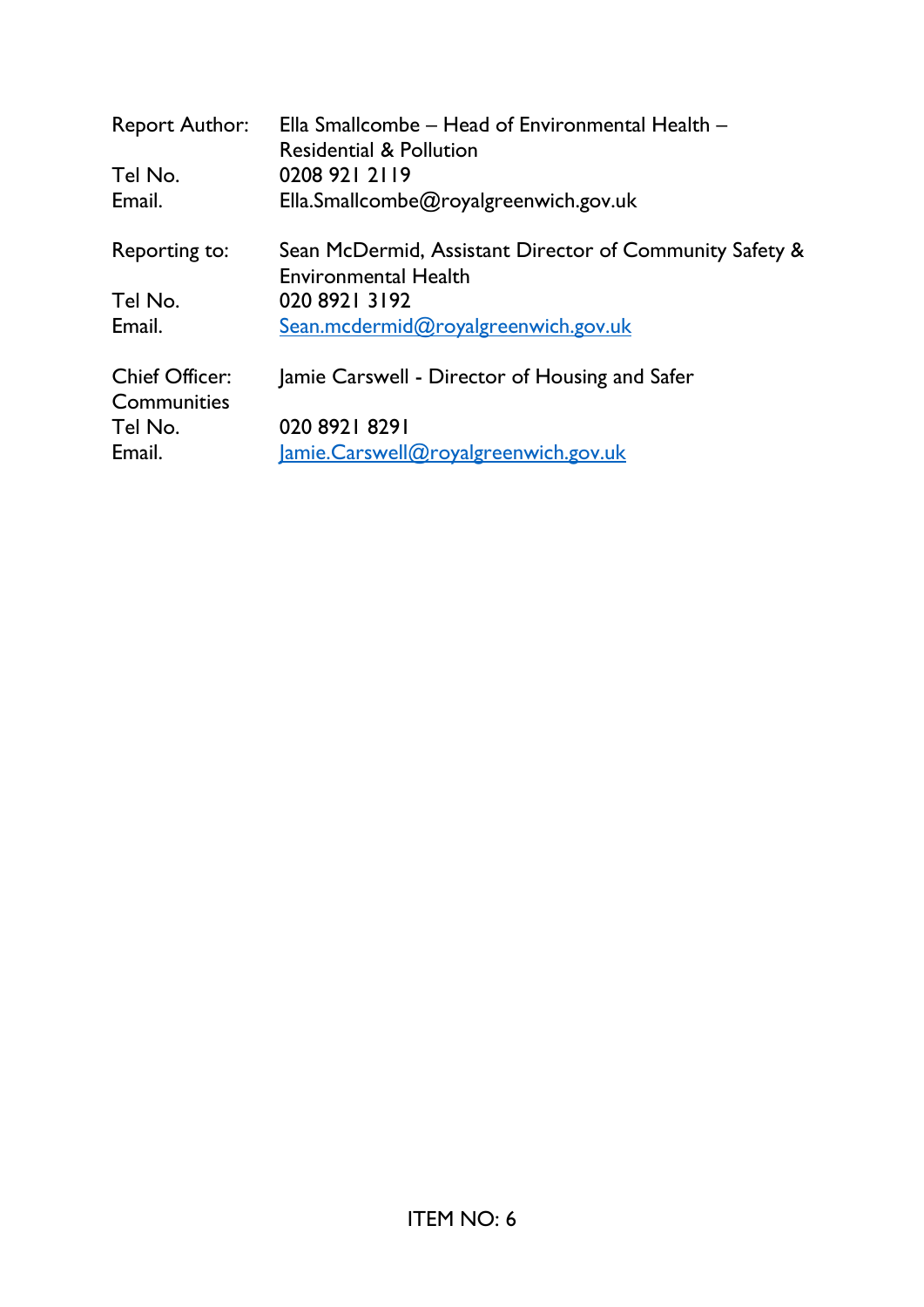| | |
|---|---|
| Report Author: | Ella Smallcombe – Head of Environmental Health – Residential & Pollution |
| Tel No. | 0208 921 2119 |
| Email. | Ella.Smallcombe@royalgreenwich.gov.uk |
| | |
| Reporting to: | Sean McDermid, Assistant Director of Community Safety & Environmental Health |
| Tel No. | 020 8921 3192 |
| Email. | Sean.mcdermid@royalgreenwich.gov.uk |
| | |
| Chief Officer: | Jamie Carswell - Director of Housing and Safer Communities |
| Tel No. | 020 8921 8291 |
| Email. | Jamie.Carswell@royalgreenwich.gov.uk |

ITEM NO: 6